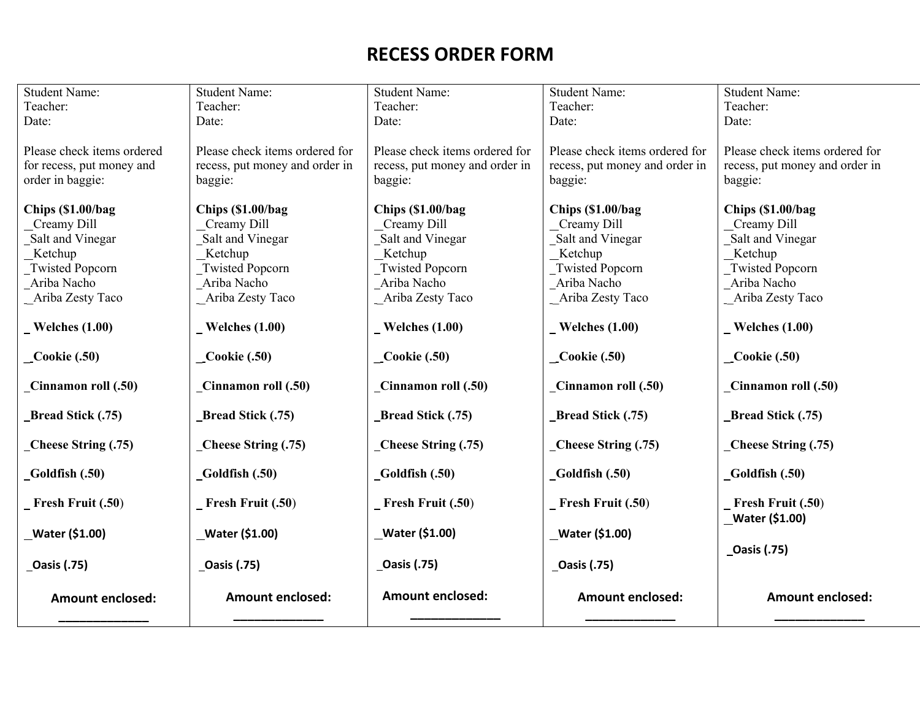# RECESS ORDER FORM

| Student Name: | Student Name: | Student Name: | Student Name: | Student Name: |
|---|---|---|---|---|
| Teacher: | Teacher: | Teacher: | Teacher: | Teacher: |
| Date: | Date: | Date: | Date: | Date: |
| Please check items ordered for recess, put money and order in baggie: | Please check items ordered for recess, put money and order in baggie: | Please check items ordered for recess, put money and order in baggie: | Please check items ordered for recess, put money and order in baggie: | Please check items ordered for recess, put money and order in baggie: |
| **Chips ($1.00/bag** | **Chips ($1.00/bag** | **Chips ($1.00/bag** | **Chips ($1.00/bag** | **Chips ($1.00/bag** |
| __Creamy Dill | __Creamy Dill | __Creamy Dill | __Creamy Dill | __Creamy Dill |
| _Salt and Vinegar | _Salt and Vinegar | _Salt and Vinegar | _Salt and Vinegar | _Salt and Vinegar |
| __Ketchup | __Ketchup | __Ketchup | __Ketchup | __Ketchup |
| _Twisted Popcorn | _Twisted Popcorn | _Twisted Popcorn | _Twisted Popcorn | _Twisted Popcorn |
| _Ariba Nacho | _Ariba Nacho | _Ariba Nacho | _Ariba Nacho | _Ariba Nacho |
| __Ariba Zesty Taco | __Ariba Zesty Taco | __Ariba Zesty Taco | __Ariba Zesty Taco | __Ariba Zesty Taco |
| **_ Welches (1.00)** | **_ Welches (1.00)** | **_ Welches (1.00)** | **_ Welches (1.00)** | **_ Welches (1.00)** |
| **__Cookie (.50)** | **__Cookie (.50)** | **__Cookie (.50)** | **__Cookie (.50)** | **__Cookie (.50)** |
| **_Cinnamon roll (.50)** | **_Cinnamon roll (.50)** | **_Cinnamon roll (.50)** | **_Cinnamon roll (.50)** | **_Cinnamon roll (.50)** |
| **_Bread Stick (.75)** | **_Bread Stick (.75)** | **_Bread Stick (.75)** | **_Bread Stick (.75)** | **_Bread Stick (.75)** |
| **_Cheese String (.75)** | **_Cheese String (.75)** | **_Cheese String (.75)** | **_Cheese String (.75)** | **_Cheese String (.75)** |
| **_Goldfish (.50)** | **_Goldfish (.50)** | **_Goldfish (.50)** | **_Goldfish (.50)** | **_Goldfish (.50)** |
| **_ Fresh Fruit (.50)** | **_ Fresh Fruit (.50)** | **_ Fresh Fruit (.50)** | **_ Fresh Fruit (.50)** | **_ Fresh Fruit (.50)** |
| **__Water ($1.00)** | **__Water ($1.00)** | **__Water ($1.00)** | **__Water ($1.00)** | **__Water ($1.00)** |
| **_Oasis (.75)** | **_Oasis (.75)** | **_Oasis (.75)** | **_Oasis (.75)** | **_Oasis (.75)** |
| **Amount enclosed: ______________** | **Amount enclosed: ______________** | **Amount enclosed: ______________** | **Amount enclosed: ______________** | **Amount enclosed: ______________** |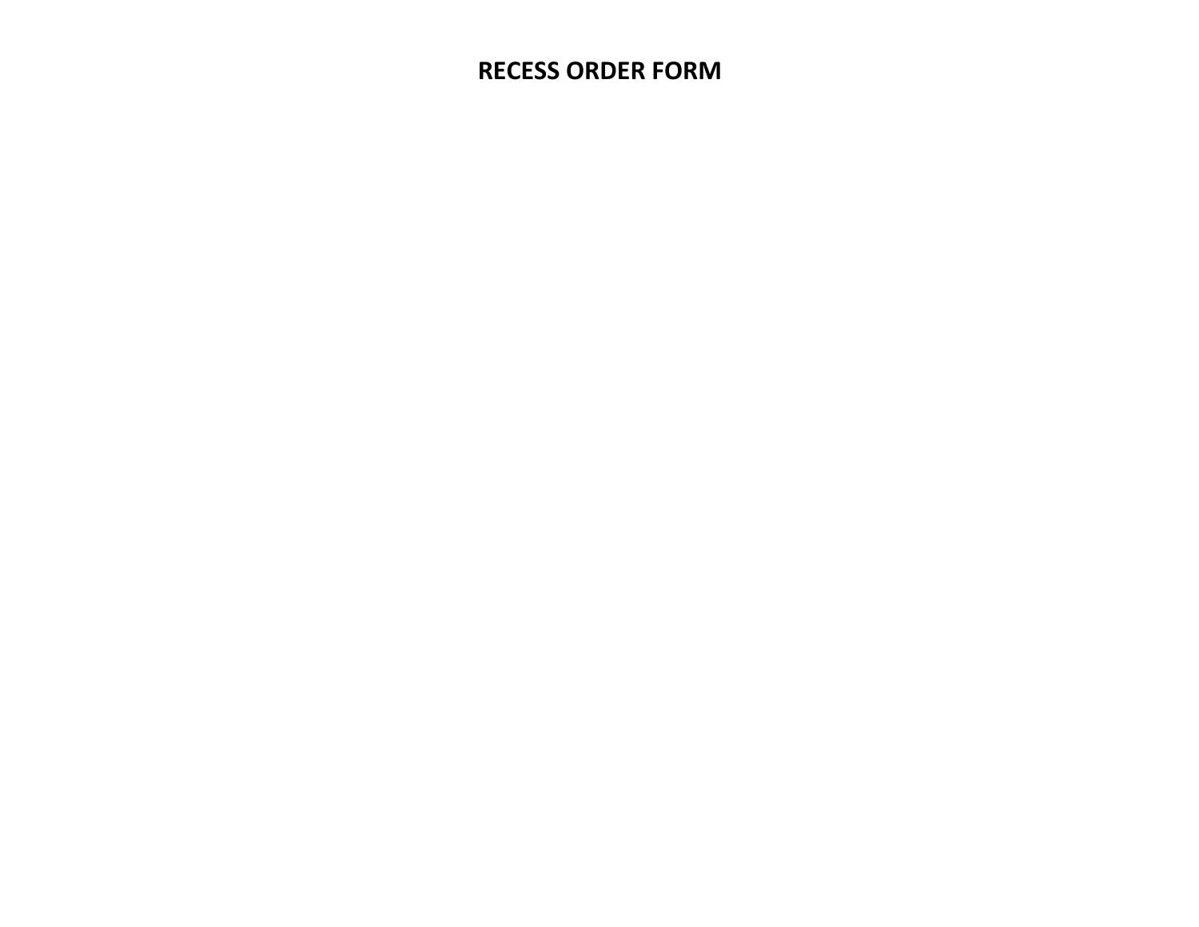**RECESS ORDER FORM**